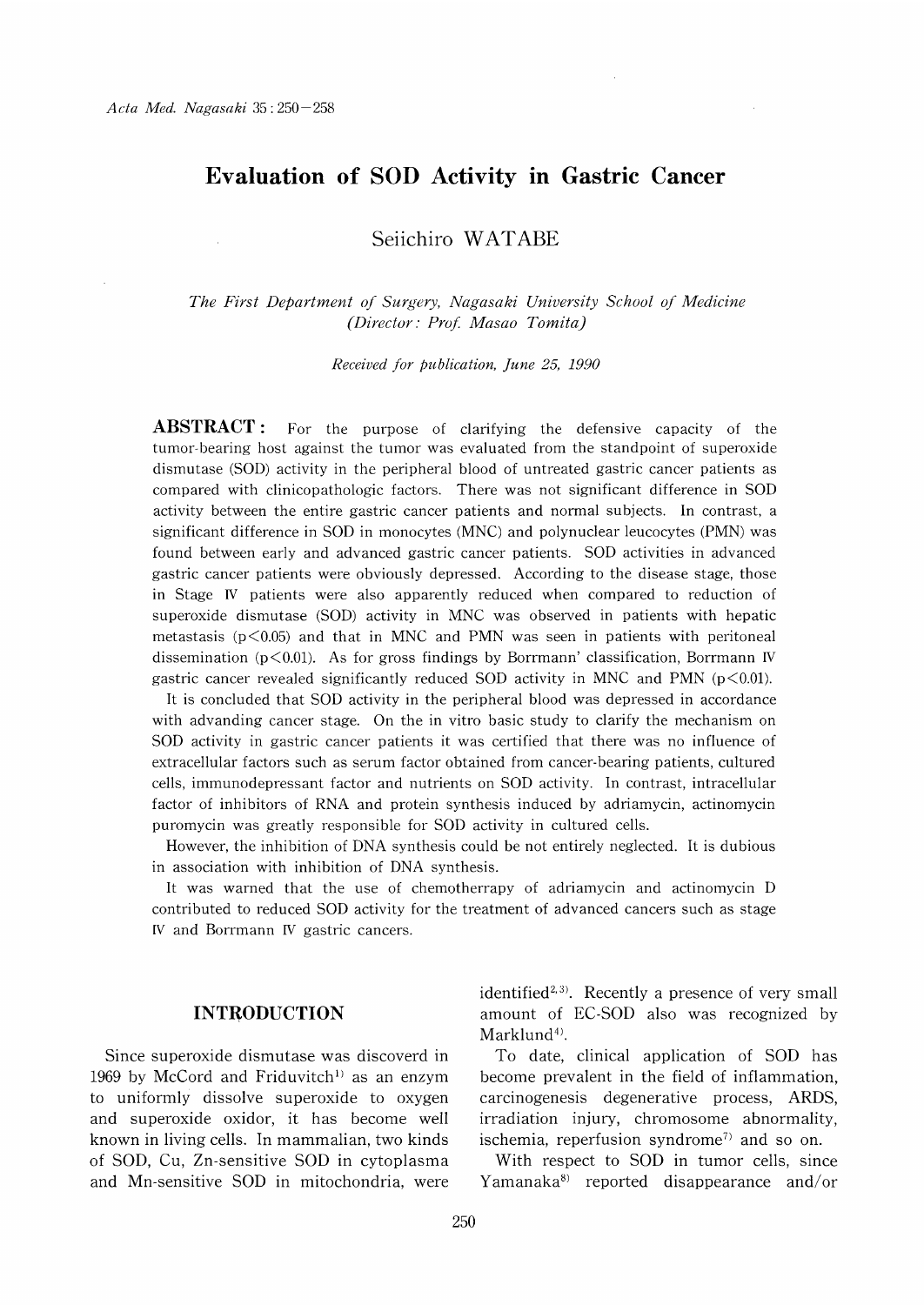# Evaluation of SOD Activity in Gastric Cancer

Seiichiro WATABE

*The First Department of Surgery, Nagasaki University School of Medicine (Director: Prof. Masao Tomita)*

*Received for publication, June 25, 1990*

**ABSTRACT:** For the purpose of clarifying the defensive capacity of the tumor-bearing host against the tumor was evaluated from the standpoint of superoxide dismutase (SOD) activity in the peripheral blood of untreated gastric cancer patients as compared with clinicopathologic factors. There was not significant difference in SOD activity between the entire gastric cancer patients and normal subjects. In contrast, a significant difference in SOD in monocytes (MNC) and polynuclear leucocytes (PMN) was found between early and advanced gastric cancer patients. SOD activities in advanced gastric cancer patients were obviously depressed. According to the disease stage, those in Stage IV patients were also apparently reduced when compared to reduction of superoxide dismutase (SOD) activity in MNC was observed in patients with hepatic metastasis ($p<0.05$) and that in MNC and PMN was seen in patients with peritoneal dissemination ($p<0.01$). As for gross findings by Borrmann' classification, Borrmann IV gastric cancer revealed significantly reduced SOD activity in MNC and PMN ($p<0.01$).

It is concluded that SOD activity in the peripheral blood was depressed in accordance with advanding cancer stage. On the in vitro basic study to clarify the mechanism on SOD activity in gastric cancer patients it was certified that there was no influence of extracellular factors such as serum factor obtained from cancer-bearing patients, cultured cells, immunodepressant factor and nutrients on SOD activity. In contrast, intracellular factor of inhibitors of RNA and protein synthesis induced by adriamycin, actinomycin puromycin was greatly responsible for SOD activity in cultured cells.

However, the inhibition of DNA synthesis could be not entirely neglected. It is dubious in association with inhibition of DNA synthesis.

It was warned that the use of chemotherrapy of adriamycin and actinomycin D contributed to reduced SOD activity for the treatment of advanced cancers such as stage IV and Borrmann IV gastric cancers.

## INTRODUCTION

Since superoxide dismutase was discoverd in 1969 by McCord and Friduvitch[1] as an enzym to uniformly dissolve superoxide to oxygen and superoxide oxidor, it has become well known in living cells. In mammalian, two kinds of SOD, Cu, Zn-sensitive SOD in cytoplasma and Mn-sensitive SOD in mitochondria, were identified[2,3]. Recently a presence of very small amount of EC-SOD also was recognized by Marklund[4].

To date, clinical application of SOD has become prevalent in the field of inflammation, carcinogenesis degenerative process, ARDS, irradiation injury, chromosome abnormality, ischemia, reperfusion syndrome[7] and so on.

With respect to SOD in tumor cells, since Yamanaka[8] reported disappearance and/or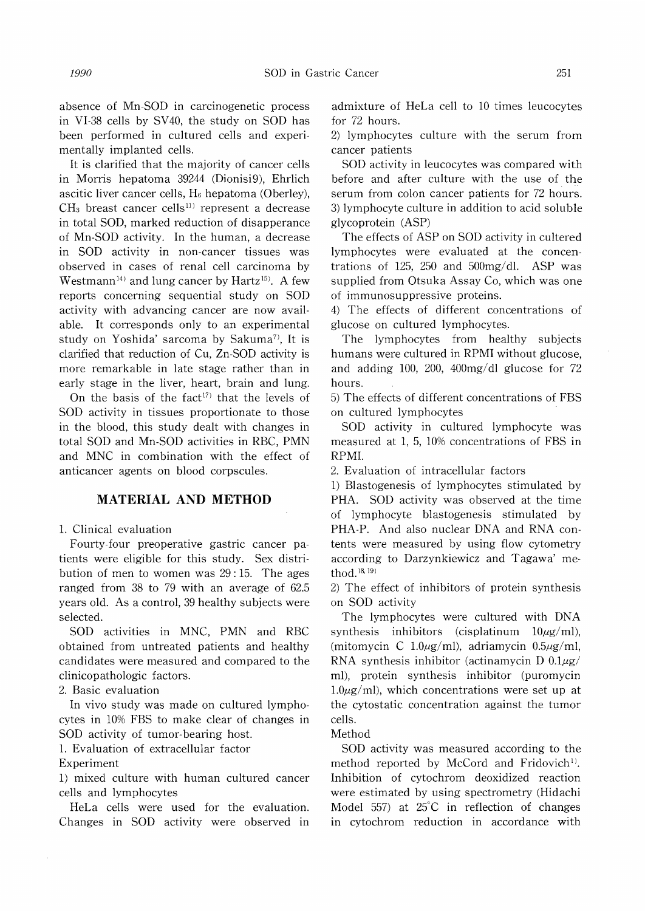absence of Mn-SOD in carcinogenetic process in VI-38 cells by SV40, the study on SOD has been performed in cultured cells and experimentally implanted cells.

It is clarified that the majority of cancer cells in Morris hepatoma 39244 (Dionisi9), Ehrlich ascitic liver cancer cells, $H_6$ hepatoma (Oberley), $CH_3$ breast cancer cells[11] represent a decrease in total SOD, marked reduction of disapperance of Mn-SOD activity. In the human, a decrease in SOD activity in non-cancer tissues was observed in cases of renal cell carcinoma by Westmann[14] and lung cancer by Hartz[15]. A few reports concerning sequential study on SOD activity with advancing cancer are now available. It corresponds only to an experimental study on Yoshida' sarcoma by Sakuma[7], It is clarified that reduction of Cu, Zn-SOD activity is more remarkable in late stage rather than in early stage in the liver, heart, brain and lung.

On the basis of the fact[17] that the levels of SOD activity in tissues proportionate to those in the blood, this study dealt with changes in total SOD and Mn-SOD activities in RBC, PMN and MNC in combination with the effect of anticancer agents on blood corpscules.

## MATERIAL AND METHOD

1. Clinical evaluation

Fourty-four preoperative gastric cancer patients were eligible for this study. Sex distribution of men to women was 29 : 15. The ages ranged from 38 to 79 with an average of 62.5 years old. As a control, 39 healthy subjects were selected.

SOD activities in MNC, PMN and RBC obtained from untreated patients and healthy candidates were measured and compared to the clinicopathologic factors.

2. Basic evaluation

In vivo study was made on cultured lymphocytes in 10% FBS to make clear of changes in SOD activity of tumor-bearing host.

1. Evaluation of extracellular factor

Experiment

1) mixed culture with human cultured cancer cells and lymphocytes

HeLa cells were used for the evaluation. Changes in SOD activity were observed in admixture of HeLa cell to 10 times leucocytes for 72 hours.

2) lymphocytes culture with the serum from cancer patients

SOD activity in leucocytes was compared with before and after culture with the use of the serum from colon cancer patients for 72 hours.

3) lymphocyte culture in addition to acid soluble glycoprotein (ASP)

The effects of ASP on SOD activity in cultered lymphocytes were evaluated at the concentrations of 125, 250 and 500mg/dl. ASP was supplied from Otsuka Assay Co, which was one of immunosuppressive proteins.

4) The effects of different concentrations of glucose on cultured lymphocytes.

The lymphocytes from healthy subjects humans were cultured in RPMI without glucose, and adding 100, 200, 400mg/dl glucose for 72 hours.

5) The effects of different concentrations of FBS on cultured lymphocytes

SOD activity in cultured lymphocyte was measured at 1, 5, 10% concentrations of FBS in RPMI.

2. Evaluation of intracellular factors

1) Blastogenesis of lymphocytes stimulated by PHA. SOD activity was observed at the time of lymphocyte blastogenesis stimulated by PHA-P. And also nuclear DNA and RNA contents were measured by using flow cytometry according to Darzynkiewicz and Tagawa' method.[18,19]

2) The effect of inhibitors of protein synthesis on SOD activity

The lymphocytes were cultured with DNA synthesis inhibitors (cisplatinum 10μg/ml), (mitomycin C 1.0μg/ml), adriamycin 0.5μg/ml, RNA synthesis inhibitor (actinamycin D 0.1μg/ml), protein synthesis inhibitor (puromycin 1.0μg/ml), which concentrations were set up at the cytostatic concentration against the tumor cells.

Method

SOD activity was measured according to the method reported by McCord and Fridovich[1]. Inhibition of cytochrom deoxidized reaction were estimated by using spectrometry (Hidachi Model 557) at 25°C in reflection of changes in cytochrom reduction in accordance with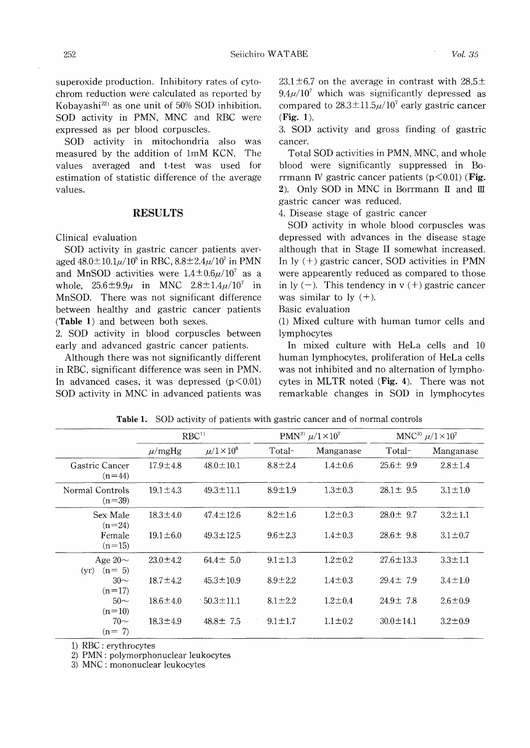superoxide production. Inhibitory rates of cytochrom reduction were calculated as reported by Kobayashi[22] as one unit of 50% SOD inhibition. SOD activity in PMN, MNC and RBC were expressed as per blood corpuscles.

SOD activity in mitochondria also was measured by the addition of 1mM KCN. The values averaged and t-test was used for estimation of statistic difference of the average values.

## RESULTS

Clinical evaluation

SOD activity in gastric cancer patients averaged 48.0±10.1μ/10⁸ in RBC, 8.8±2.4μ/10⁷ in PMN and MnSOD activities were 1.4±0.6μ/10⁷ as a whole, 25.6±9.9μ in MNC 2.8±1.4μ/10⁷ in MnSOD. There was not significant difference between healthy and gastric cancer patients (**Table 1**) and between both sexes.

2. SOD activity in blood corpuscles between early and advanced gastric cancer patients.

Although there was not significantly different in RBC, significant difference was seen in PMN. In advanced cases, it was depressed ($p<0.01$) SOD activity in MNC in advanced patients was 23.1±6.7 on the average in contrast with 28.5±9.4μ/10⁷ which was significantly depressed as compared to 28.3±11.5μ/10⁷ early gastric cancer (**Fig. 1**).

3. SOD activity and gross finding of gastric cancer.

Total SOD activities in PMN, MNC, and whole blood were significantly suppressed in Borrmann IV gastric cancer patients ($p<0.01$) (**Fig. 2**). Only SOD in MNC in Borrmann II and III gastric cancer was reduced.

4. Disease stage of gastric cancer

SOD activity in whole blood corpuscles was depressed with advances in the disease stage although that in Stage II somewhat increased. In ly (+) gastric cancer, SOD activities in PMN were appeerently reduced as compared to those in ly (−). This tendency in v (+) gastric cancer was similar to ly (+).

Basic evaluation

(1) Mixed culture with human tumor cells and lymphocytes

In mixed culture with HeLa cells and 10 human lymphocytes, proliferation of HeLa cells was not inhibited and no alternation of lymphocytes in MLTR noted (**Fig. 4**). There was not remarkable changes in SOD in lymphocytes

**Table 1.** SOD activity of patients with gastric cancer and of normal controls

| | RBC[1] | | PMN[2] μ/1×10⁷ | | MNC[3] μ/1×10⁷ | |
|---|---|---|---|---|---|---|
| | μ/mgHg | μ/1×10⁸ | Total- | Manganase | Total- | Manganase |
| Gastric Cancer (n=44) | 17.9±4.8 | 48.0±10.1 | 8.8±2.4 | 1.4±0.6 | 25.6± 9.9 | 2.8±1.4 |
| Normal Controls (n=39) | 19.1±4.3 | 49.3±11.1 | 8.9±1.9 | 1.3±0.3 | 28.1± 9.5 | 3.1±1.0 |
| Sex Male (n=24) | 18.3±4.0 | 47.4±12.6 | 8.2±1.6 | 1.2±0.3 | 28.0± 9.7 | 3.2±1.1 |
| Female (n=15) | 19.1±6.0 | 49.3±12.5 | 9.6±2.3 | 1.4±0.3 | 28.6± 9.8 | 3.1±0.7 |
| Age 20~ (yr) (n= 5) | 23.0±4.2 | 64.4± 5.0 | 9.1±1.3 | 1.2±0.2 | 27.6±13.3 | 3.3±1.1 |
| 30~ (n=17) | 18.7±4.2 | 45.3±10.9 | 8.9±2.2 | 1.4±0.3 | 29.4± 7.9 | 3.4±1.0 |
| 50~ (n=10) | 18.6±4.0 | 50.3±11.1 | 8.1±2.2 | 1.2±0.4 | 24.9± 7.8 | 2.6±0.9 |
| 70~ (n= 7) | 18.3±4.9 | 48.8± 7.5 | 9.1±1.7 | 1.1±0.2 | 30.0±14.1 | 3.2±0.9 |

1) RBC : erythrocytes
2) PMN : polymorphonuclear leukocytes
3) MNC : mononuclear leukocytes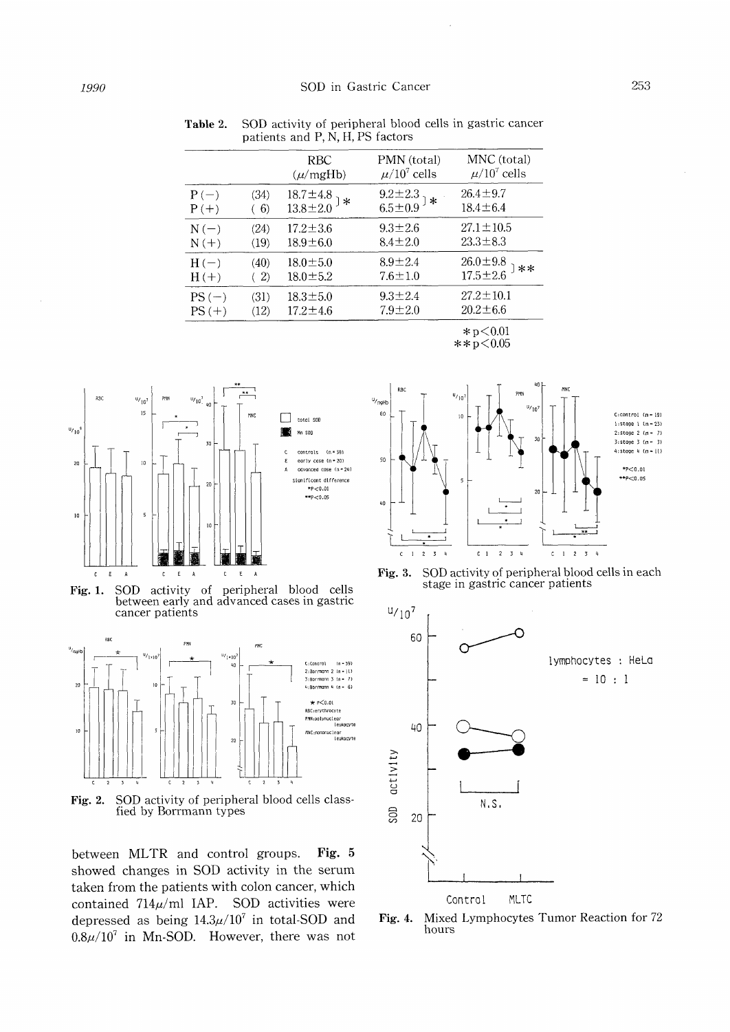**Table 2.** SOD activity of peripheral blood cells in gastric cancer patients and P, N, H, PS factors

| | | RBC ($\mu$/mgHb) | PMN (total) $\mu/10^7$ cells | MNC (total) $\mu/10^7$ cells |
|---|---|---|---|---|
| P(−) | (34) | 18.7±4.8 ] * | 9.2±2.3 ] * | 26.4±9.7 |
| P(+) | ( 6) | 13.8±2.0 | 6.5±0.9 | 18.4±6.4 |
| N(−) | (24) | 17.2±3.6 | 9.3±2.6 | 27.1±10.5 |
| N(+) | (19) | 18.9±6.0 | 8.4±2.0 | 23.3±8.3 |
| H(−) | (40) | 18.0±5.0 | 8.9±2.4 | 26.0±9.8 ] ** |
| H(+) | ( 2) | 18.0±5.2 | 7.6±1.0 | 17.5±2.6 |
| PS(−) | (31) | 18.3±5.0 | 9.3±2.4 | 27.2±10.1 |
| PS(+) | (12) | 17.2±4.6 | 7.9±2.0 | 20.2±6.6 |

* $p<0.01$
** $p<0.05$

**Fig. 1.** SOD activity of peripheral blood cells between early and advanced cases in gastric cancer patients

**Fig. 2.** SOD activity of peripheral blood cells classfied by Borrmann types

**Fig. 3.** SOD activity of peripheral blood cells in each stage in gastric cancer patients

**Fig. 4.** Mixed Lymphocytes Tumor Reaction for 72 hours

between MLTR and control groups. **Fig. 5** showed changes in SOD activity in the serum taken from the patients with colon cancer, which contained 714$\mu$/ml IAP. SOD activities were depressed as being 14.3$\mu/10^7$ in total-SOD and 0.8$\mu/10^7$ in Mn-SOD. However, there was not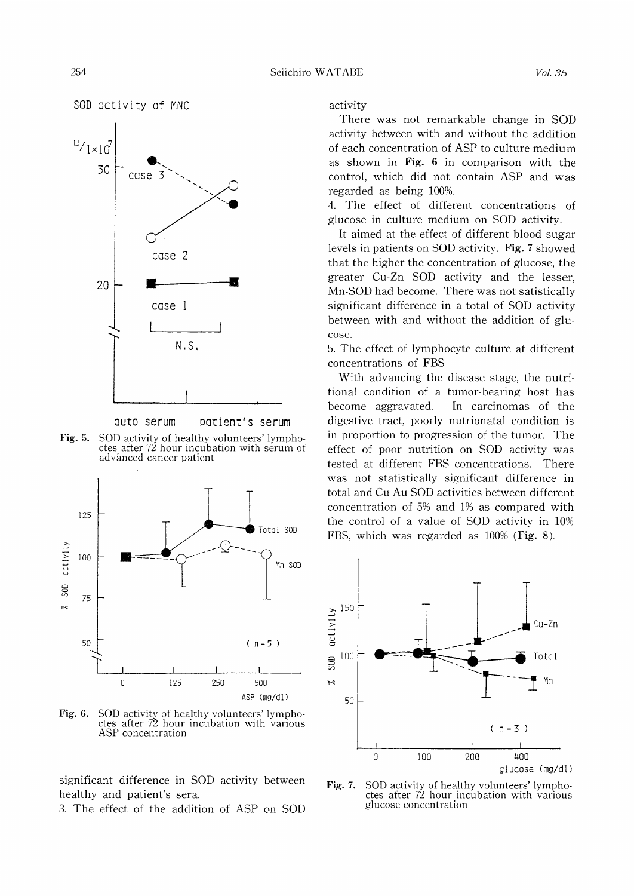Fig. 5. SOD activity of healthy volunteers' lymphoctes after 72 hour incubation with serum of advanced cancer patient

Fig. 6. SOD activity of healthy volunteers' lymphoctes after 72 hour incubation with various ASP concentration

significant difference in SOD activity between healthy and patient's sera.

3. The effect of the addition of ASP on SOD activity

There was not remarkable change in SOD activity between with and without the addition of each concentration of ASP to culture medium as shown in **Fig. 6** in comparison with the control, which did not contain ASP and was regarded as being 100%.

4. The effect of different concentrations of glucose in culture medium on SOD activity.

It aimed at the effect of different blood sugar levels in patients on SOD activity. **Fig. 7** showed that the higher the concentration of glucose, the greater Cu-Zn SOD activity and the lesser, Mn-SOD had become. There was not satistically significant difference in a total of SOD activity between with and without the addition of glucose.

5. The effect of lymphocyte culture at different concentrations of FBS

With advancing the disease stage, the nutritional condition of a tumor-bearing host has become aggravated. In carcinomas of the digestive tract, poorly nutrionatal condition is in proportion to progression of the tumor. The effect of poor nutrition on SOD activity was tested at different FBS concentrations. There was not statistically significant difference in total and Cu Au SOD activities between different concentration of 5% and 1% as compared with the control of a value of SOD activity in 10% FBS, which was regarded as 100% (**Fig. 8**).

Fig. 7. SOD activity of healthy volunteers' lymphoctes after 72 hour incubation with various glucose concentration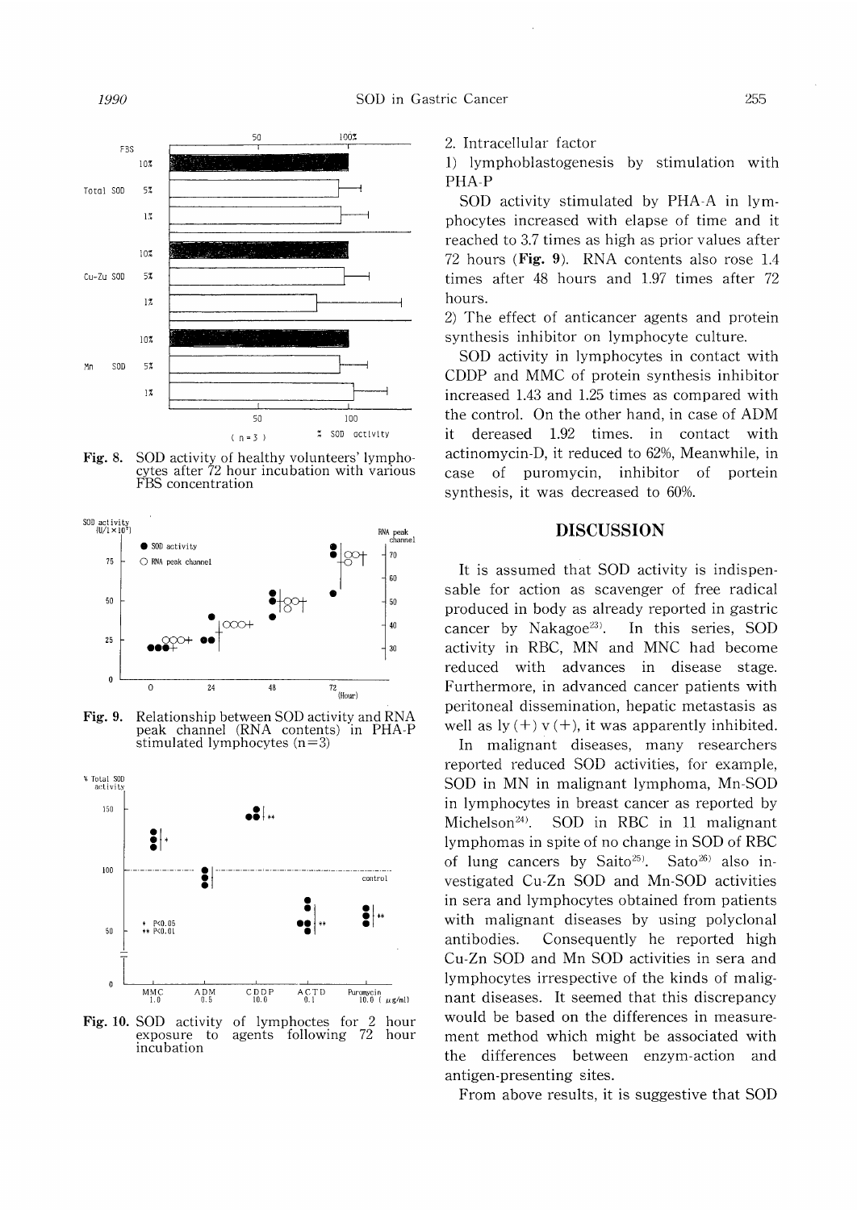**Fig. 8.** SOD activity of healthy volunteers' lymphocytes after 72 hour incubation with various FBS concentration

**Fig. 9.** Relationship between SOD activity and RNA peak channel (RNA contents) in PHA-P stimulated lymphocytes (n=3)

**Fig. 10.** SOD activity of lymphoctes for 2 hour exposure to agents following 72 hour incubation

2. Intracellular factor

1) lymphoblastogenesis by stimulation with PHA-P

SOD activity stimulated by PHA-A in lymphocytes increased with elapse of time and it reached to 3.7 times as high as prior values after 72 hours (**Fig. 9**). RNA contents also rose 1.4 times after 48 hours and 1.97 times after 72 hours.

2) The effect of anticancer agents and protein synthesis inhibitor on lymphocyte culture.

SOD activity in lymphocytes in contact with CDDP and MMC of protein synthesis inhibitor increased 1.43 and 1.25 times as compared with the control. On the other hand, in case of ADM it dereased 1.92 times. in contact with actinomycin-D, it reduced to 62%, Meanwhile, in case of puromycin, inhibitor of portein synthesis, it was decreased to 60%.

## DISCUSSION

It is assumed that SOD activity is indispensable for action as scavenger of free radical produced in body as already reported in gastric cancer by Nakagoe[23]. In this series, SOD activity in RBC, MN and MNC had become reduced with advances in disease stage. Furthermore, in advanced cancer patients with peritoneal dissemination, hepatic metastasis as well as ly (+) v (+), it was apparently inhibited.

In malignant diseases, many researchers reported reduced SOD activities, for example, SOD in MN in malignant lymphoma, Mn-SOD in lymphocytes in breast cancer as reported by Michelson[24]. SOD in RBC in 11 malignant lymphomas in spite of no change in SOD of RBC of lung cancers by Saito[25]. Sato[26] also investigated Cu-Zn SOD and Mn-SOD activities in sera and lymphocytes obtained from patients with malignant diseases by using polyclonal antibodies. Consequently he reported high Cu-Zn SOD and Mn SOD activities in sera and lymphocytes irrespective of the kinds of malignant diseases. It seemed that this discrepancy would be based on the differences in measurement method which might be associated with the differences between enzym-action and antigen-presenting sites.

From above results, it is suggestive that SOD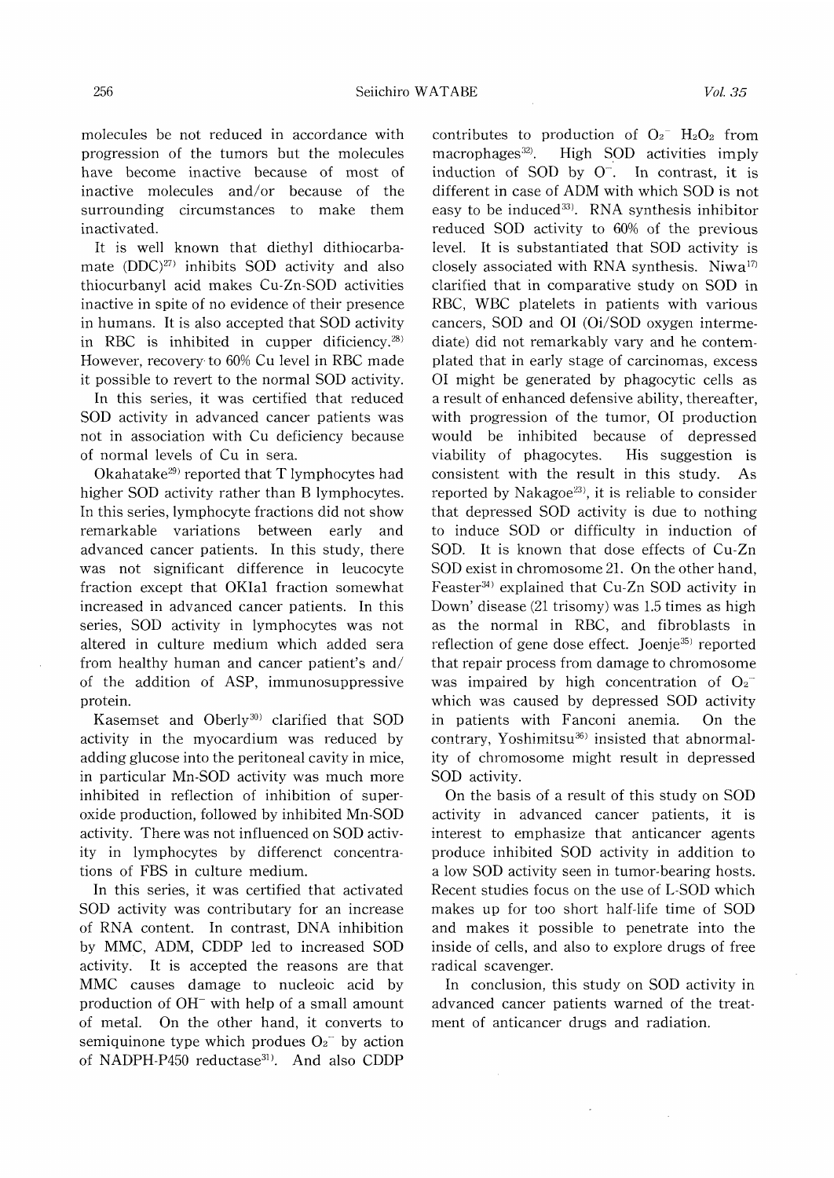molecules be not reduced in accordance with progression of the tumors but the molecules have become inactive because of most of inactive molecules and/or because of the surrounding circumstances to make them inactivated.

It is well known that diethyl dithiocarbamate (DDC)[27] inhibits SOD activity and also thiocurbanyl acid makes Cu-Zn-SOD activities inactive in spite of no evidence of their presence in humans. It is also accepted that SOD activity in RBC is inhibited in cupper dificiency.[28] However, recovery to 60% Cu level in RBC made it possible to revert to the normal SOD activity.

In this series, it was certified that reduced SOD activity in advanced cancer patients was not in association with Cu deficiency because of normal levels of Cu in sera.

Okahatake[29] reported that T lymphocytes had higher SOD activity rather than B lymphocytes. In this series, lymphocyte fractions did not show remarkable variations between early and advanced cancer patients. In this study, there was not significant difference in leucocyte fraction except that OKIa1 fraction somewhat increased in advanced cancer patients. In this series, SOD activity in lymphocytes was not altered in culture medium which added sera from healthy human and cancer patient's and/ of the addition of ASP, immunosuppressive protein.

Kasemset and Oberly[30] clarified that SOD activity in the myocardium was reduced by adding glucose into the peritoneal cavity in mice, in particular Mn-SOD activity was much more inhibited in reflection of inhibition of superoxide production, followed by inhibited Mn-SOD activity. There was not influenced on SOD activity in lymphocytes by differenct concentrations of FBS in culture medium.

In this series, it was certified that activated SOD activity was contributary for an increase of RNA content. In contrast, DNA inhibition by MMC, ADM, CDDP led to increased SOD activity. It is accepted the reasons are that MMC causes damage to nucleoic acid by production of $OH^-$ with help of a small amount of metal. On the other hand, it converts to semiquinone type which produes $O_2^-$ by action of NADPH-P450 reductase[31]. And also CDDP contributes to production of $O_2^-$ $H_2O_2$ from macrophages[32]. High SOD activities imply induction of SOD by $O^-$. In contrast, it is different in case of ADM with which SOD is not easy to be induced[33]. RNA synthesis inhibitor reduced SOD activity to 60% of the previous level. It is substantiated that SOD activity is closely associated with RNA synthesis. Niwa[17] clarified that in comparative study on SOD in RBC, WBC platelets in patients with various cancers, SOD and OI (Oi/SOD oxygen intermediate) did not remarkably vary and he contemplated that in early stage of carcinomas, excess OI might be generated by phagocytic cells as a result of enhanced defensive ability, thereafter, with progression of the tumor, OI production would be inhibited because of depressed viability of phagocytes. His suggestion is consistent with the result in this study. As reported by Nakagoe[23], it is reliable to consider that depressed SOD activity is due to nothing to induce SOD or difficulty in induction of SOD. It is known that dose effects of Cu-Zn SOD exist in chromosome 21. On the other hand, Feaster[34] explained that Cu-Zn SOD activity in Down' disease (21 trisomy) was 1.5 times as high as the normal in RBC, and fibroblasts in reflection of gene dose effect. Joenje[35] reported that repair process from damage to chromosome was impaired by high concentration of $O_2^-$ which was caused by depressed SOD activity in patients with Fanconi anemia. On the contrary, Yoshimitsu[36] insisted that abnormality of chromosome might result in depressed SOD activity.

On the basis of a result of this study on SOD activity in advanced cancer patients, it is interest to emphasize that anticancer agents produce inhibited SOD activity in addition to a low SOD activity seen in tumor-bearing hosts. Recent studies focus on the use of L-SOD which makes up for too short half-life time of SOD and makes it possible to penetrate into the inside of cells, and also to explore drugs of free radical scavenger.

In conclusion, this study on SOD activity in advanced cancer patients warned of the treatment of anticancer drugs and radiation.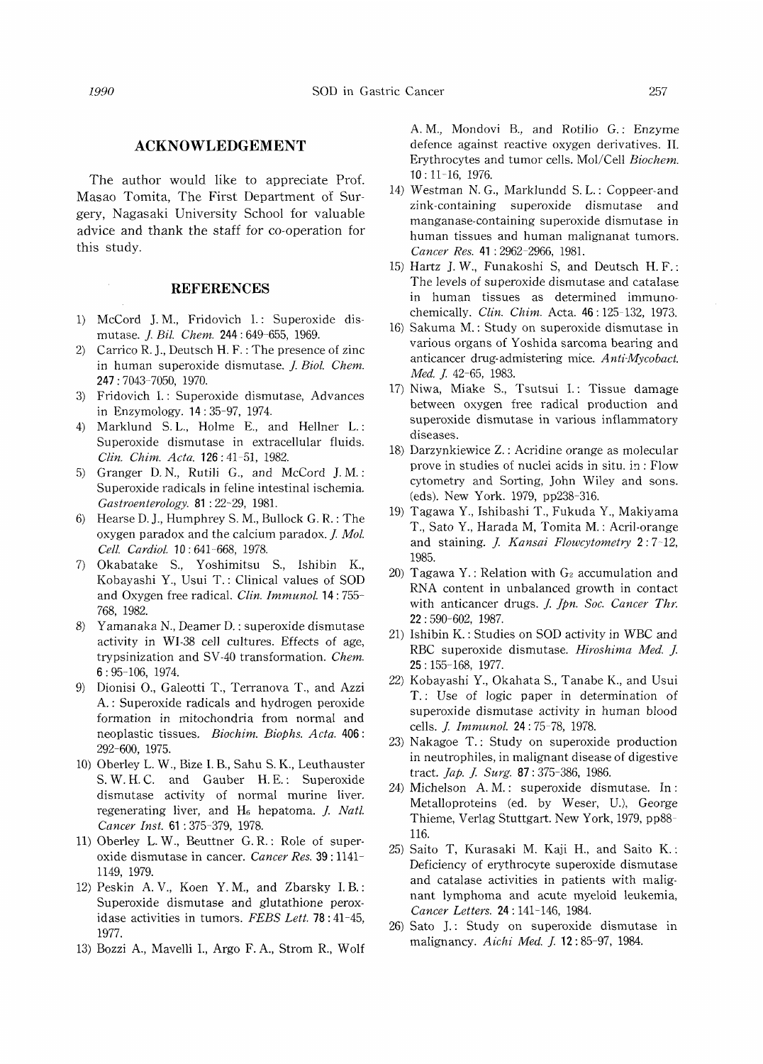## ACKNOWLEDGEMENT

The author would like to appreciate Prof. Masao Tomita, The First Department of Surgery, Nagasaki University School for valuable advice and thank the staff for co-operation for this study.

## REFERENCES

1) McCord J. M., Fridovich I.: Superoxide dismutase. *J. Bil. Chem.* **244**: 649-655, 1969.
2) Carrico R. J., Deutsch H. F.: The presence of zinc in human superoxide dismutase. *J. Biol. Chem.* **247**: 7043-7050, 1970.
3) Fridovich I.: Superoxide dismutase, Advances in Enzymology. **14**: 35-97, 1974.
4) Marklund S. L., Holme E., and Hellner L.: Superoxide dismutase in extracellular fluids. *Clin. Chim. Acta.* **126**: 41-51, 1982.
5) Granger D. N., Rutili G., and McCord J. M.: Superoxide radicals in feline intestinal ischemia. *Gastroenterology.* **81**: 22-29, 1981.
6) Hearse D. J., Humphrey S. M., Bullock G. R.: The oxygen paradox and the calcium paradox. *J. Mol. Cell. Cardiol.* **10**: 641-668, 1978.
7) Okabatake S., Yoshimitsu S., Ishibin K., Kobayashi Y., Usui T.: Clinical values of SOD and Oxygen free radical. *Clin. Immunol.* **14**: 755-768, 1982.
8) Yamanaka N., Deamer D.: superoxide dismutase activity in WI-38 cell cultures. Effects of age, trypsinization and SV-40 transformation. *Chem.* **6**: 95-106, 1974.
9) Dionisi O., Galeotti T., Terranova T., and Azzi A.: Superoxide radicals and hydrogen peroxide formation in mitochondria from normal and neoplastic tissues. *Biochim. Biophs. Acta.* **406**: 292-600, 1975.
10) Oberley L. W., Bize I. B., Sahu S. K., Leuthauster S. W. H. C. and Gauber H. E.: Superoxide dismutase activity of normal murine liver. regenerating liver, and $H_6$ hepatoma. *J. Natl. Cancer Inst.* **61**: 375-379, 1978.
11) Oberley L. W., Beuttner G. R.: Role of superoxide dismutase in cancer. *Cancer Res.* **39**: 1141-1149, 1979.
12) Peskin A. V., Koen Y. M., and Zbarsky I. B.: Superoxide dismutase and glutathione peroxidase activities in tumors. *FEBS Lett.* **78**: 41-45, 1977.
13) Bozzi A., Mavelli I., Argo F. A., Strom R., Wolf A. M., Mondovi B., and Rotilio G.: Enzyme defence against reactive oxygen derivatives. II. Erythrocytes and tumor cells. Mol/Cell *Biochem.* **10**: 11-16, 1976.
14) Westman N. G., Marklundd S. L.: Coppeer-and zink-containing superoxide dismutase and manganase-containing superoxide dismutase in human tissues and human malignanat tumors. *Cancer Res.* **41**: 2962-2966, 1981.
15) Hartz J. W., Funakoshi S, and Deutsch H. F.: The levels of superoxide dismutase and catalase in human tissues as determined immunochemically. *Clin. Chim.* Acta. **46**: 125-132, 1973.
16) Sakuma M.: Study on superoxide dismutase in various organs of Yoshida sarcoma bearing and anticancer drug-admistering mice. *Anti-Mycobact. Med. J.* 42-65, 1983.
17) Niwa, Miake S., Tsutsui I.: Tissue damage between oxygen free radical production and superoxide dismutase in various inflammatory diseases.
18) Darzynkiewice Z.: Acridine orange as molecular prove in studies of nuclei acids in situ. in: Flow cytometry and Sorting, John Wiley and sons. (eds). New York. 1979, pp238-316.
19) Tagawa Y., Ishibashi T., Fukuda Y., Makiyama T., Sato Y., Harada M, Tomita M.: Acril-orange and staining. *J. Kansai Flowcytometry* **2**: 7-12, 1985.
20) Tagawa Y.: Relation with $G_2$ accumulation and RNA content in unbalanced growth in contact with anticancer drugs. *J. Jpn. Soc. Cancer Thr.* **22**: 590-602, 1987.
21) Ishibin K.: Studies on SOD activity in WBC and RBC superoxide dismutase. *Hiroshima Med. J.* **25**: 155-168, 1977.
22) Kobayashi Y., Okahata S., Tanabe K., and Usui T.: Use of logic paper in determination of superoxide dismutase activity in human blood cells. *J. Immunol.* **24**: 75-78, 1978.
23) Nakagoe T.: Study on superoxide production in neutrophiles, in malignant disease of digestive tract. *Jap. J. Surg.* **87**: 375-386, 1986.
24) Michelson A. M.: superoxide dismutase. In: Metalloproteins (ed. by Weser, U.), George Thieme, Verlag Stuttgart. New York, 1979, pp88-116.
25) Saito T, Kurasaki M. Kaji H., and Saito K.: Deficiency of erythrocyte superoxide dismutase and catalase activities in patients with malignant lymphoma and acute myeloid leukemia, *Cancer Letters.* **24**: 141-146, 1984.
26) Sato J.: Study on superoxide dismutase in malignancy. *Aichi Med. J.* **12**: 85-97, 1984.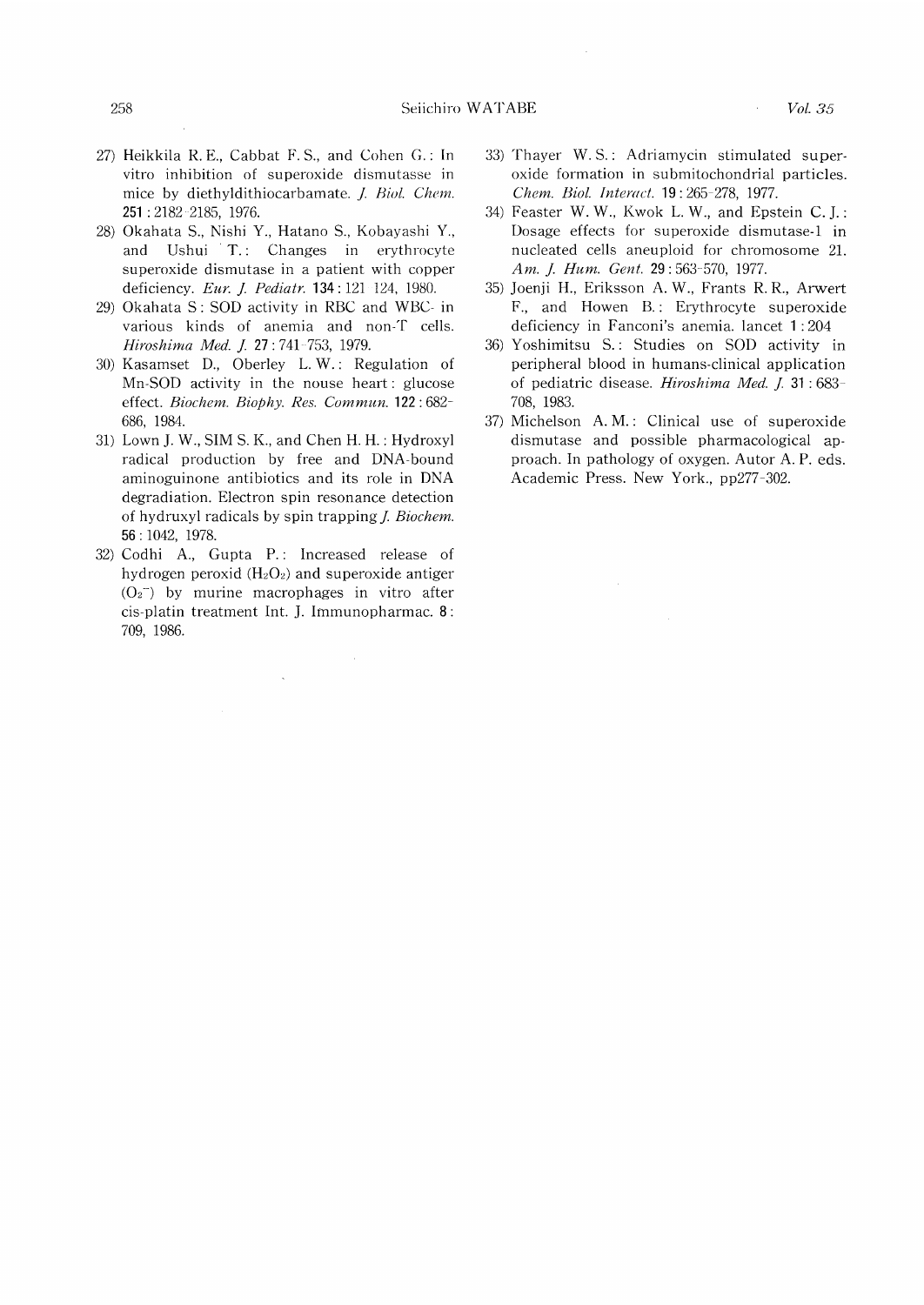27) Heikkila R. E., Cabbat F. S., and Cohen G.: In vitro inhibition of superoxide dismutasse in mice by diethyldithiocarbamate. *J. Biol. Chem.* **251**: 2182-2185, 1976.

28) Okahata S., Nishi Y., Hatano S., Kobayashi Y., and Ushui T.: Changes in erythrocyte superoxide dismutase in a patient with copper deficiency. *Eur. J. Pediatr.* **134**: 121-124, 1980.

29) Okahata S: SOD activity in RBC and WBC- in various kinds of anemia and non-T cells. *Hiroshima Med. J.* **27**: 741-753, 1979.

30) Kasamset D., Oberley L. W.: Regulation of Mn-SOD activity in the nouse heart: glucose effect. *Biochem. Biophy. Res. Commun.* **122**: 682-686, 1984.

31) Lown J. W., SIM S. K., and Chen H. H.: Hydroxyl radical production by free and DNA-bound aminoguinone antibiotics and its role in DNA degradiation. Electron spin resonance detection of hydruxyl radicals by spin trapping *J. Biochem.* **56**: 1042, 1978.

32) Codhi A., Gupta P.: Increased release of hydrogen peroxid ($H_2O_2$) and superoxide antiger ($O_2^-$) by murine macrophages in vitro after cis-platin treatment Int. J. Immunopharmac. **8**: 709, 1986.

33) Thayer W. S.: Adriamycin stimulated superoxide formation in submitochondrial particles. *Chem. Biol. Interact.* **19**: 265-278, 1977.

34) Feaster W. W., Kwok L. W., and Epstein C. J.: Dosage effects for superoxide dismutase-1 in nucleated cells aneuploid for chromosome 21. *Am. J. Hum. Gent.* **29**: 563-570, 1977.

35) Joenji H., Eriksson A. W., Frants R. R., Arwert F., and Howen B.: Erythrocyte superoxide deficiency in Fanconi's anemia. lancet **1**: 204

36) Yoshimitsu S.: Studies on SOD activity in peripheral blood in humans-clinical application of pediatric disease. *Hiroshima Med. J.* **31**: 683-708, 1983.

37) Michelson A. M.: Clinical use of superoxide dismutase and possible pharmacological approach. In pathology of oxygen. Autor A. P. eds. Academic Press. New York., pp277-302.